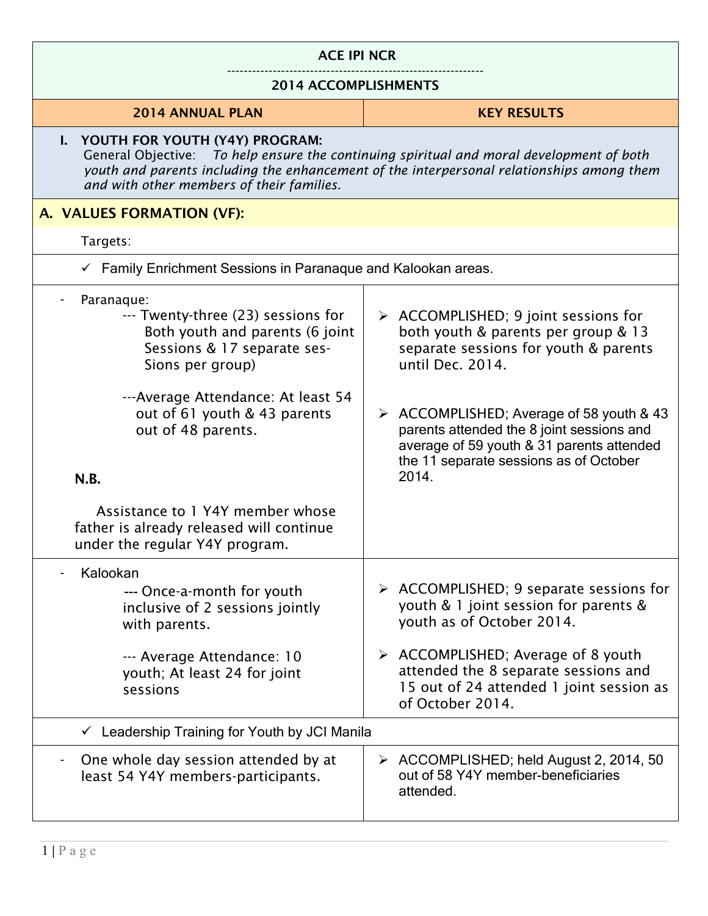| ACE IPI NCR<br>---------------------------------------------------------------<br>2014 ACCOMPLISHMENTS | |
|---|---|
| **2014 ANNUAL PLAN** | **KEY RESULTS** |
| **I. YOUTH FOR YOUTH (Y4Y) PROGRAM:**<br>General Objective: *To help ensure the continuing spiritual and moral development of both youth and parents including the enhancement of the interpersonal relationships among them and with other members of their families.* | |
| **A. VALUES FORMATION (VF):** | |
| Targets: | |
| ✓ Family Enrichment Sessions in Paranaque and Kalookan areas. | |
| - Paranaque:<br>--- Twenty-three (23) sessions for Both youth and parents (6 joint Sessions & 17 separate ses- Sions per group)<br><br>---Average Attendance: At least 54 out of 61 youth & 43 parents out of 48 parents.<br><br>**N.B.**<br><br>Assistance to 1 Y4Y member whose father is already released will continue under the regular Y4Y program. | ➢ ACCOMPLISHED; 9 joint sessions for both youth & parents per group & 13 separate sessions for youth & parents until Dec. 2014.<br><br>➢ ACCOMPLISHED; Average of 58 youth & 43 parents attended the 8 joint sessions and average of 59 youth & 31 parents attended the 11 separate sessions as of October 2014. |
| - Kalookan<br>--- Once-a-month for youth inclusive of 2 sessions jointly with parents.<br><br>--- Average Attendance: 10 youth; At least 24 for joint sessions | ➢ ACCOMPLISHED; 9 separate sessions for youth & 1 joint session for parents & youth as of October 2014.<br><br>➢ ACCOMPLISHED; Average of 8 youth attended the 8 separate sessions and 15 out of 24 attended 1 joint session as of October 2014. |
| ✓ Leadership Training for Youth by JCI Manila | |
| - One whole day session attended by at least 54 Y4Y members-participants. | ➢ ACCOMPLISHED; held August 2, 2014, 50 out of 58 Y4Y member-beneficiaries attended. |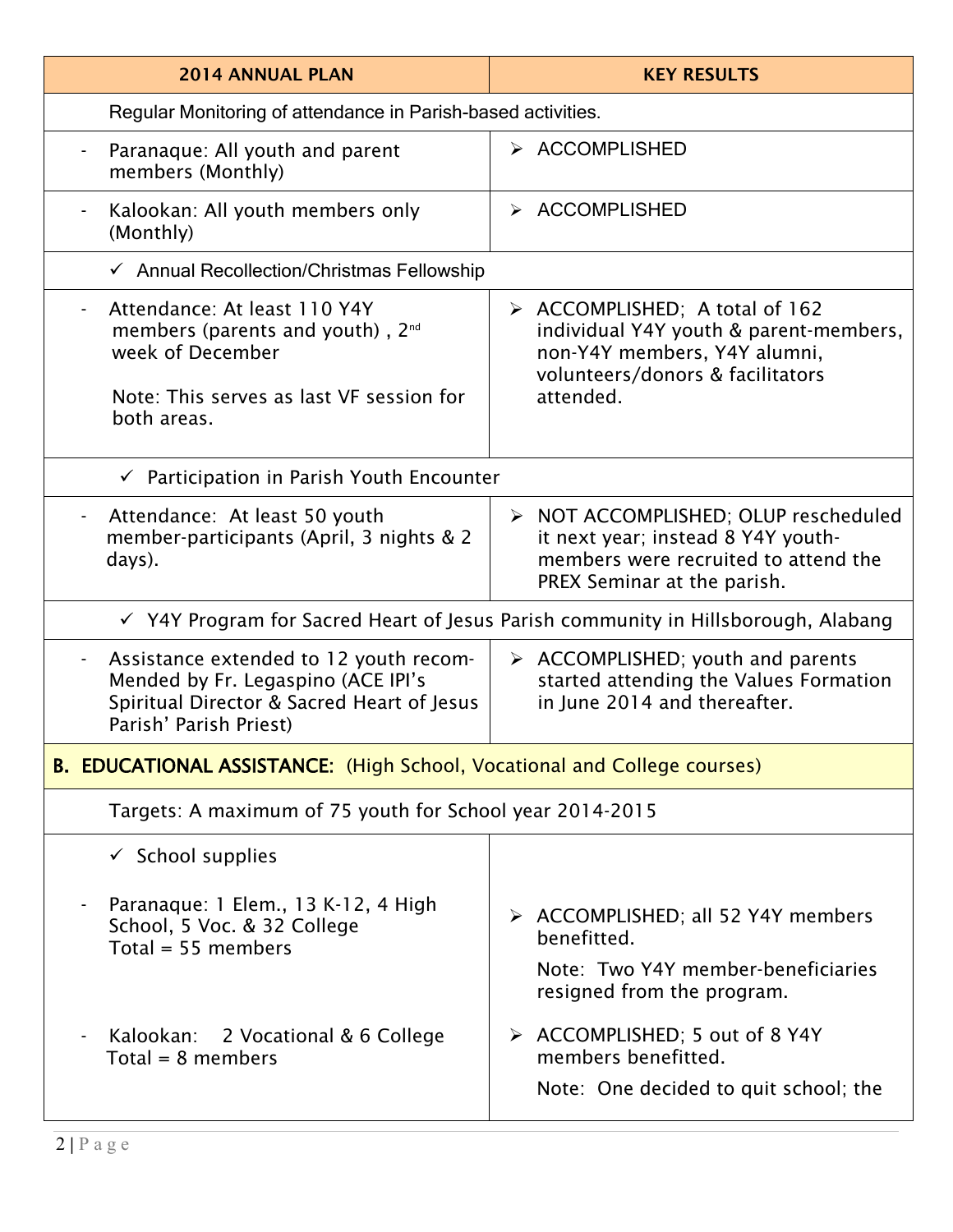| 2014 ANNUAL PLAN | KEY RESULTS |
|---|---|
| Regular Monitoring of attendance in Parish-based activities. | |
| - Paranaque: All youth and parent members (Monthly) | ➢ ACCOMPLISHED |
| - Kalookan: All youth members only (Monthly) | ➢ ACCOMPLISHED |
| ✓ Annual Recollection/Christmas Fellowship | |
| - Attendance: At least 110 Y4Y members (parents and youth) , 2nd week of December<br><br>Note: This serves as last VF session for both areas. | ➢ ACCOMPLISHED; A total of 162 individual Y4Y youth & parent-members, non-Y4Y members, Y4Y alumni, volunteers/donors & facilitators attended. |
| ✓ Participation in Parish Youth Encounter | |
| - Attendance: At least 50 youth member-participants (April, 3 nights & 2 days). | ➢ NOT ACCOMPLISHED; OLUP rescheduled it next year; instead 8 Y4Y youth-members were recruited to attend the PREX Seminar at the parish. |
| ✓ Y4Y Program for Sacred Heart of Jesus Parish community in Hillsborough, Alabang | |
| - Assistance extended to 12 youth recom-Mended by Fr. Legaspino (ACE IPI's Spiritual Director & Sacred Heart of Jesus Parish' Parish Priest) | ➢ ACCOMPLISHED; youth and parents started attending the Values Formation in June 2014 and thereafter. |
| **B. EDUCATIONAL ASSISTANCE:** (High School, Vocational and College courses) | |
| Targets: A maximum of 75 youth for School year 2014-2015 | |
| ✓ School supplies<br><br>- Paranaque: 1 Elem., 13 K-12, 4 High School, 5 Voc. & 32 College<br>Total = 55 members | ➢ ACCOMPLISHED; all 52 Y4Y members benefitted.<br><br>Note: Two Y4Y member-beneficiaries resigned from the program. |
| - Kalookan: 2 Vocational & 6 College<br>Total = 8 members | ➢ ACCOMPLISHED; 5 out of 8 Y4Y members benefitted.<br><br>Note: One decided to quit school; the |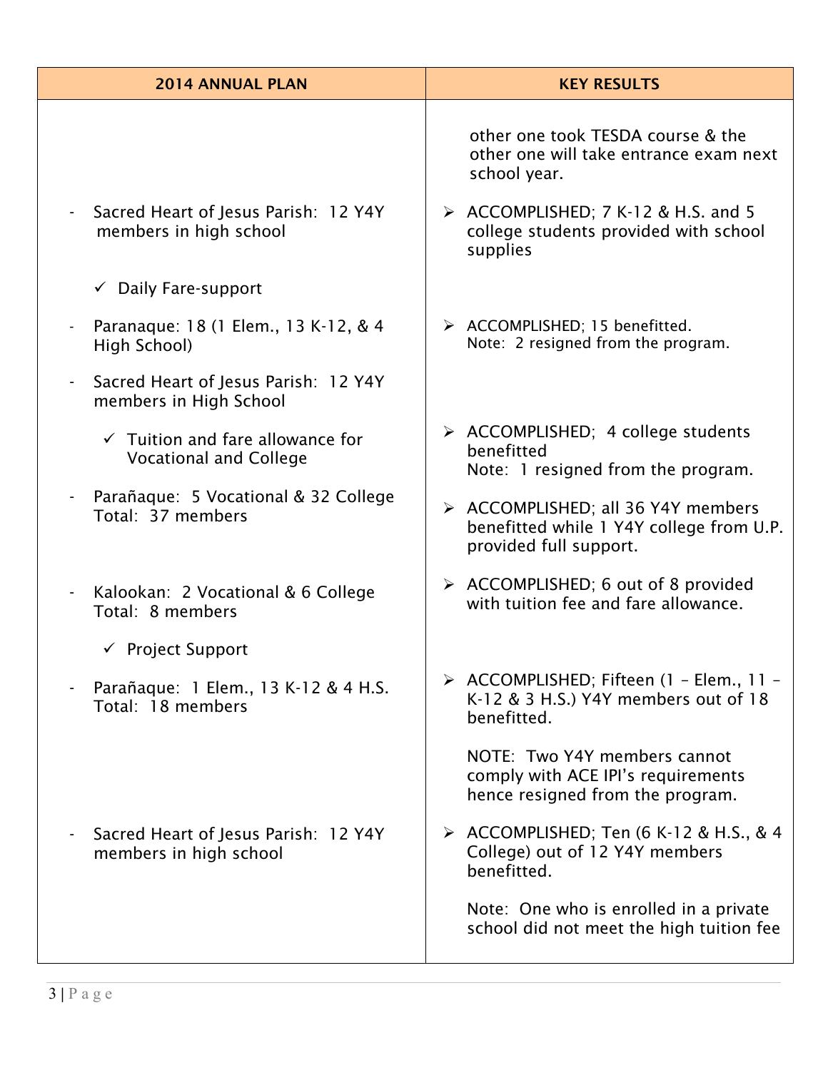| 2014 ANNUAL PLAN | KEY RESULTS |
|---|---|
| | other one took TESDA course & the other one will take entrance exam next school year. |
| - Sacred Heart of Jesus Parish: 12 Y4Y members in high school | ➢ ACCOMPLISHED; 7 K-12 & H.S. and 5 college students provided with school supplies |
| ✓ Daily Fare-support | |
| - Paranaque: 18 (1 Elem., 13 K-12, & 4 High School) | ➢ ACCOMPLISHED; 15 benefitted.<br>Note: 2 resigned from the program. |
| - Sacred Heart of Jesus Parish: 12 Y4Y members in High School | ➢ ACCOMPLISHED; 4 college students benefitted<br>Note: 1 resigned from the program. |
| ✓ Tuition and fare allowance for Vocational and College | |
| - Parañaque: 5 Vocational & 32 College<br>Total: 37 members | ➢ ACCOMPLISHED; all 36 Y4Y members benefitted while 1 Y4Y college from U.P. provided full support. |
| - Kalookan: 2 Vocational & 6 College<br>Total: 8 members | ➢ ACCOMPLISHED; 6 out of 8 provided with tuition fee and fare allowance. |
| ✓ Project Support | |
| - Parañaque: 1 Elem., 13 K-12 & 4 H.S.<br>Total: 18 members | ➢ ACCOMPLISHED; Fifteen (1 – Elem., 11 – K-12 & 3 H.S.) Y4Y members out of 18 benefitted.<br><br>NOTE: Two Y4Y members cannot comply with ACE IPI's requirements hence resigned from the program. |
| - Sacred Heart of Jesus Parish: 12 Y4Y members in high school | ➢ ACCOMPLISHED; Ten (6 K-12 & H.S., & 4 College) out of 12 Y4Y members benefitted.<br><br>Note: One who is enrolled in a private school did not meet the high tuition fee |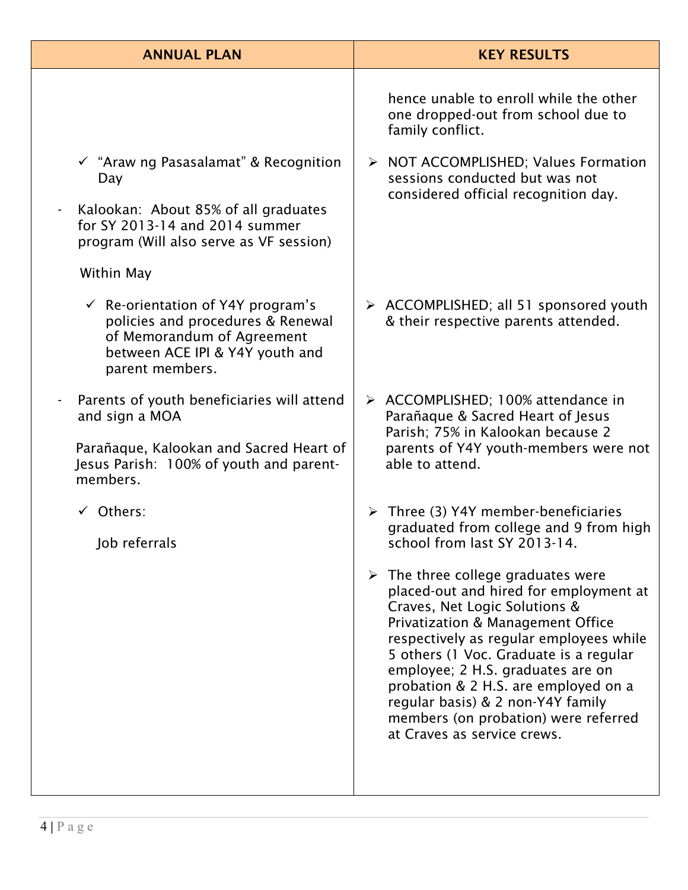| ANNUAL PLAN | KEY RESULTS |
| --- | --- |
| | hence unable to enroll while the other one dropped-out from school due to family conflict. |
| ✓ "Araw ng Pasasalamat" & Recognition Day<br><br>- Kalookan: About 85% of all graduates for SY 2013-14 and 2014 summer program (Will also serve as VF session) | ➢ NOT ACCOMPLISHED; Values Formation sessions conducted but was not considered official recognition day. |
| Within May<br><br>✓ Re-orientation of Y4Y program's policies and procedures & Renewal of Memorandum of Agreement between ACE IPI & Y4Y youth and parent members. | ➢ ACCOMPLISHED; all 51 sponsored youth & their respective parents attended. |
| - Parents of youth beneficiaries will attend and sign a MOA<br><br>Parañaque, Kalookan and Sacred Heart of Jesus Parish: 100% of youth and parent-members. | ➢ ACCOMPLISHED; 100% attendance in Parañaque & Sacred Heart of Jesus Parish; 75% in Kalookan because 2 parents of Y4Y youth-members were not able to attend. |
| ✓ Others:<br><br>Job referrals | ➢ Three (3) Y4Y member-beneficiaries graduated from college and 9 from high school from last SY 2013-14.<br><br>➢ The three college graduates were placed-out and hired for employment at Craves, Net Logic Solutions & Privatization & Management Office respectively as regular employees while 5 others (1 Voc. Graduate is a regular employee; 2 H.S. graduates are on probation & 2 H.S. are employed on a regular basis) & 2 non-Y4Y family members (on probation) were referred at Craves as service crews. |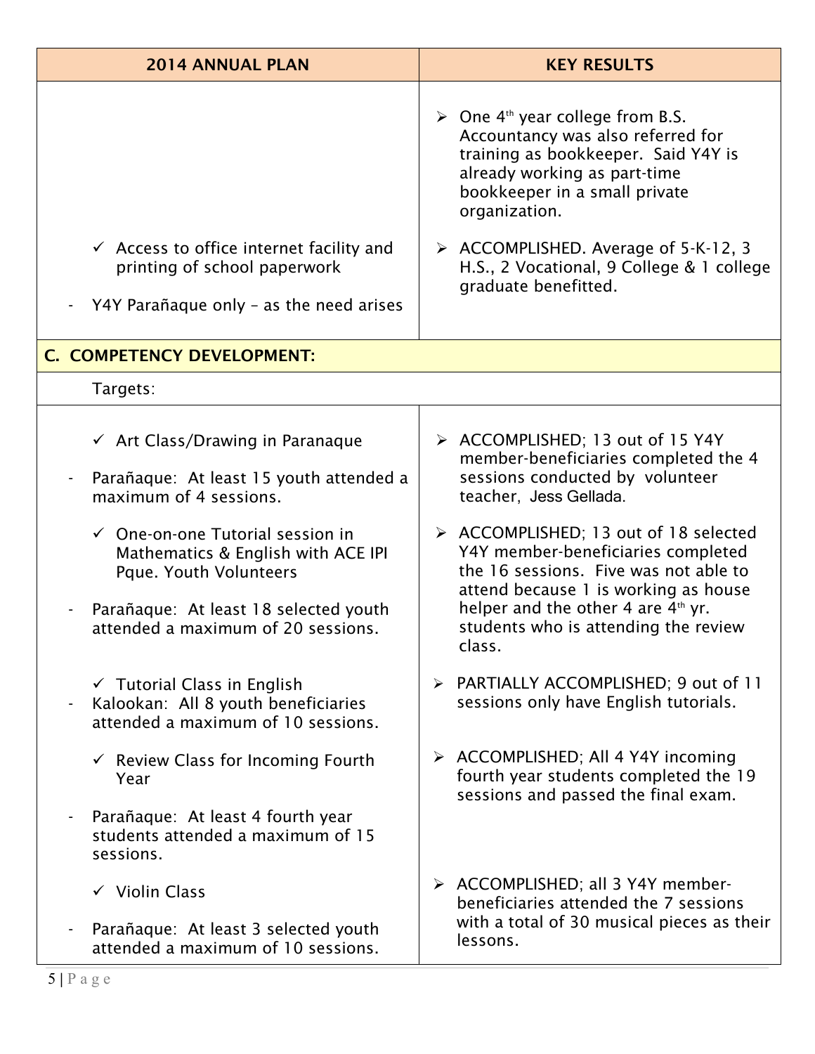| 2014 ANNUAL PLAN | KEY RESULTS |
|---|---|
|  | ➢ One 4th year college from B.S. Accountancy was also referred for training as bookkeeper. Said Y4Y is already working as part-time bookkeeper in a small private organization. |
| ✓ Access to office internet facility and printing of school paperwork<br>- Y4Y Parañaque only – as the need arises | ➢ ACCOMPLISHED. Average of 5-K-12, 3 H.S., 2 Vocational, 9 College & 1 college graduate benefitted. |
| **C. COMPETENCY DEVELOPMENT:** | |
| Targets: | |
| ✓ Art Class/Drawing in Paranaque<br>- Parañaque: At least 15 youth attended a maximum of 4 sessions. | ➢ ACCOMPLISHED; 13 out of 15 Y4Y member-beneficiaries completed the 4 sessions conducted by volunteer teacher, Jess Gellada. |
| ✓ One-on-one Tutorial session in Mathematics & English with ACE IPI Pque. Youth Volunteers<br>- Parañaque: At least 18 selected youth attended a maximum of 20 sessions. | ➢ ACCOMPLISHED; 13 out of 18 selected Y4Y member-beneficiaries completed the 16 sessions. Five was not able to attend because 1 is working as house helper and the other 4 are 4th yr. students who is attending the review class. |
| ✓ Tutorial Class in English<br>- Kalookan: All 8 youth beneficiaries attended a maximum of 10 sessions. | ➢ PARTIALLY ACCOMPLISHED; 9 out of 11 sessions only have English tutorials. |
| ✓ Review Class for Incoming Fourth Year<br>- Parañaque: At least 4 fourth year students attended a maximum of 15 sessions. | ➢ ACCOMPLISHED; All 4 Y4Y incoming fourth year students completed the 19 sessions and passed the final exam. |
| ✓ Violin Class<br>- Parañaque: At least 3 selected youth attended a maximum of 10 sessions. | ➢ ACCOMPLISHED; all 3 Y4Y member-beneficiaries attended the 7 sessions with a total of 30 musical pieces as their lessons. |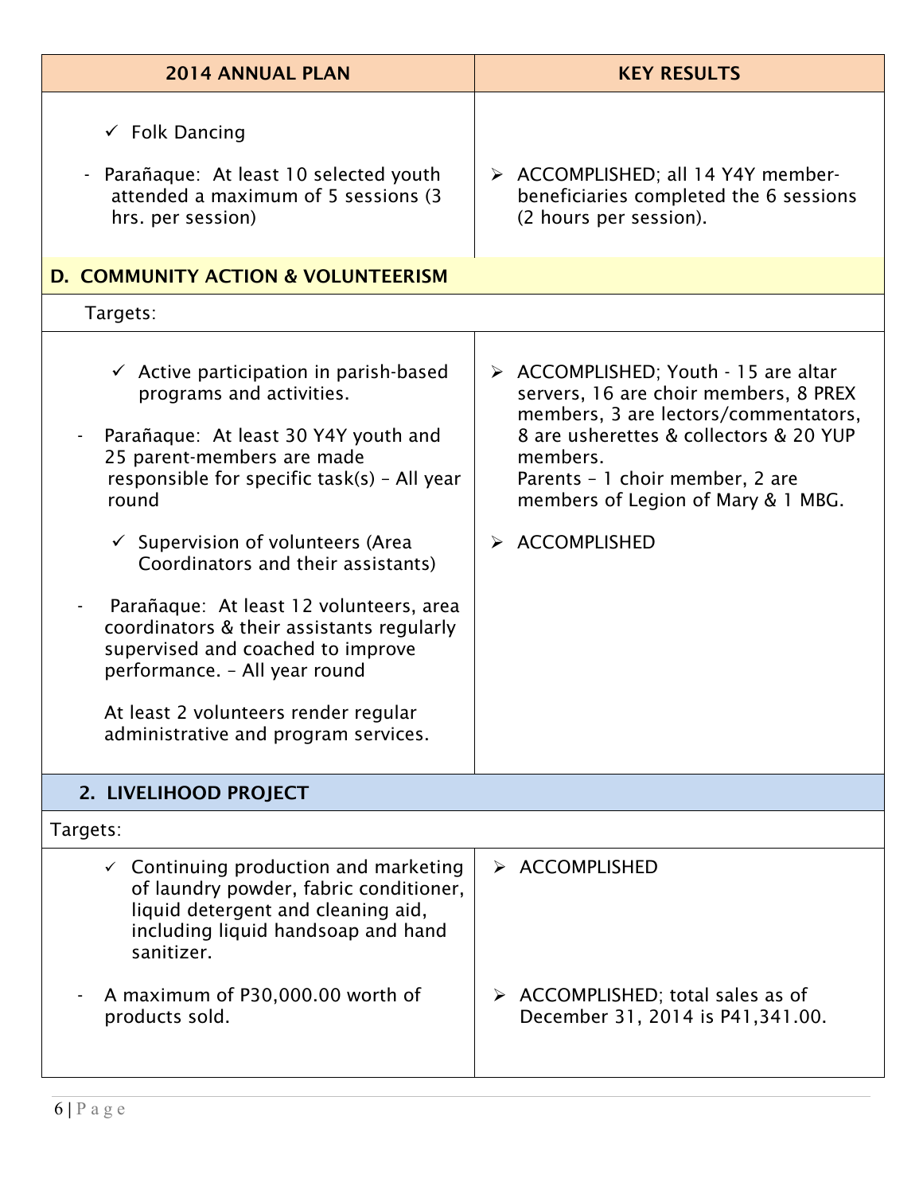| 2014 ANNUAL PLAN | KEY RESULTS |
|---|---|
| ✓ Folk Dancing<br><br>- Parañaque: At least 10 selected youth attended a maximum of 5 sessions (3 hrs. per session) | ➢ ACCOMPLISHED; all 14 Y4Y member-beneficiaries completed the 6 sessions (2 hours per session). |
| **D. COMMUNITY ACTION & VOLUNTEERISM** | |
| Targets: | |
| ✓ Active participation in parish-based programs and activities.<br><br>- Parañaque: At least 30 Y4Y youth and 25 parent-members are made responsible for specific task(s) – All year round<br><br>✓ Supervision of volunteers (Area Coordinators and their assistants)<br><br>- Parañaque: At least 12 volunteers, area coordinators & their assistants regularly supervised and coached to improve performance. – All year round<br><br>At least 2 volunteers render regular administrative and program services. | ➢ ACCOMPLISHED; Youth - 15 are altar servers, 16 are choir members, 8 PREX members, 3 are lectors/commentators, 8 are usherettes & collectors & 20 YUP members.<br>Parents – 1 choir member, 2 are members of Legion of Mary & 1 MBG.<br><br>➢ ACCOMPLISHED |
| **2. LIVELIHOOD PROJECT** | |
| Targets: | |
| ✓ Continuing production and marketing of laundry powder, fabric conditioner, liquid detergent and cleaning aid, including liquid handsoap and hand sanitizer. | ➢ ACCOMPLISHED |
| - A maximum of P30,000.00 worth of products sold. | ➢ ACCOMPLISHED; total sales as of December 31, 2014 is P41,341.00. |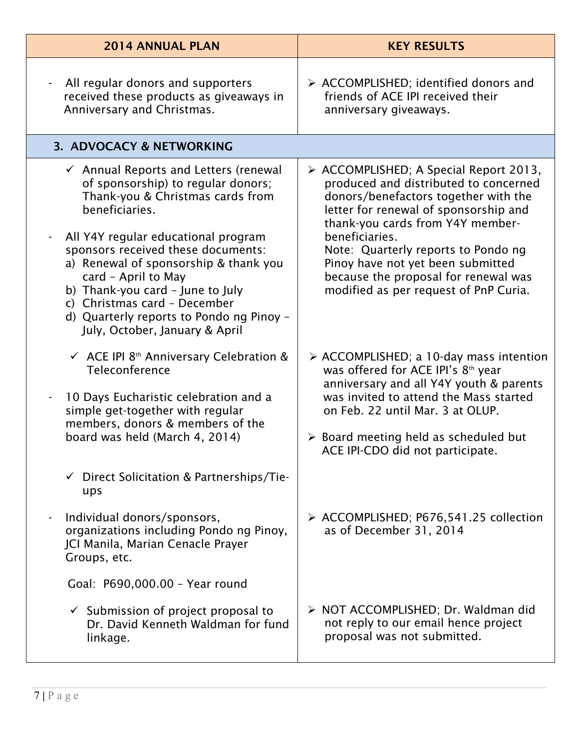| 2014 ANNUAL PLAN | KEY RESULTS |
|---|---|
| - All regular donors and supporters received these products as giveaways in Anniversary and Christmas. | ➢ ACCOMPLISHED; identified donors and friends of ACE IPI received their anniversary giveaways. |
| **3. ADVOCACY & NETWORKING** | |
| ✓ Annual Reports and Letters (renewal of sponsorship) to regular donors; Thank-you & Christmas cards from beneficiaries.<br><br>- All Y4Y regular educational program sponsors received these documents:<br>a) Renewal of sponsorship & thank you card – April to May<br>b) Thank-you card – June to July<br>c) Christmas card – December<br>d) Quarterly reports to Pondo ng Pinoy – July, October, January & April | ➢ ACCOMPLISHED; A Special Report 2013, produced and distributed to concerned donors/benefactors together with the letter for renewal of sponsorship and thank-you cards from Y4Y member-beneficiaries.<br>Note: Quarterly reports to Pondo ng Pinoy have not yet been submitted because the proposal for renewal was modified as per request of PnP Curia. |
| ✓ ACE IPI 8th Anniversary Celebration & Teleconference<br><br>- 10 Days Eucharistic celebration and a simple get-together with regular members, donors & members of the board was held (March 4, 2014) | ➢ ACCOMPLISHED; a 10-day mass intention was offered for ACE IPI's 8th year anniversary and all Y4Y youth & parents was invited to attend the Mass started on Feb. 22 until Mar. 3 at OLUP.<br><br>➢ Board meeting held as scheduled but ACE IPI-CDO did not participate. |
| ✓ Direct Solicitation & Partnerships/Tie-ups<br><br>- Individual donors/sponsors, organizations including Pondo ng Pinoy, JCI Manila, Marian Cenacle Prayer Groups, etc.<br><br>Goal: P690,000.00 – Year round | ➢ ACCOMPLISHED; P676,541.25 collection as of December 31, 2014 |
| ✓ Submission of project proposal to Dr. David Kenneth Waldman for fund linkage. | ➢ NOT ACCOMPLISHED; Dr. Waldman did not reply to our email hence project proposal was not submitted. |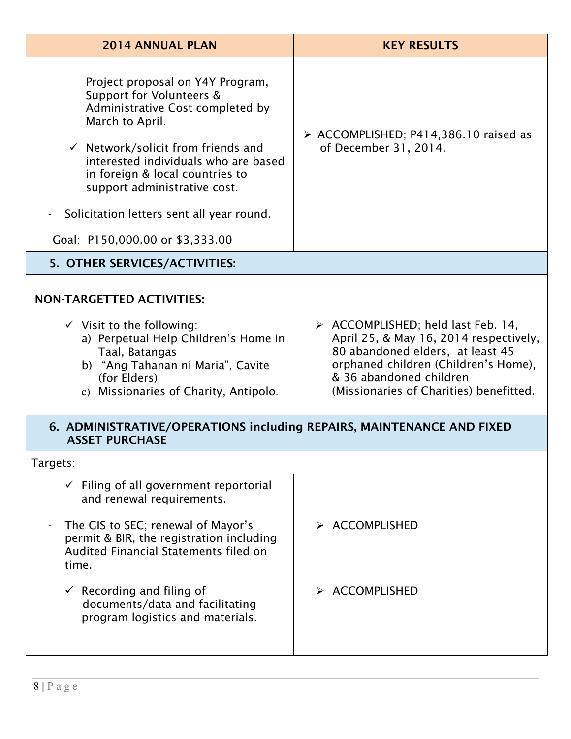| 2014 ANNUAL PLAN | KEY RESULTS |
|---|---|
| Project proposal on Y4Y Program, Support for Volunteers & Administrative Cost completed by March to April.<br><br>✓ Network/solicit from friends and interested individuals who are based in foreign & local countries to support administrative cost.<br><br>- Solicitation letters sent all year round.<br><br>Goal: P150,000.00 or $3,333.00 | ➢ ACCOMPLISHED; P414,386.10 raised as of December 31, 2014. |
| **5. OTHER SERVICES/ACTIVITIES:** | |
| **NON-TARGETTED ACTIVITIES:**<br><br>✓ Visit to the following:<br>a) Perpetual Help Children's Home in Taal, Batangas<br>b) "Ang Tahanan ni Maria", Cavite (for Elders)<br>c) Missionaries of Charity, Antipolo. | ➢ ACCOMPLISHED; held last Feb. 14, April 25, & May 16, 2014 respectively, 80 abandoned elders, at least 45 orphaned children (Children's Home), & 36 abandoned children (Missionaries of Charities) benefitted. |
| **6. ADMINISTRATIVE/OPERATIONS including REPAIRS, MAINTENANCE AND FIXED ASSET PURCHASE** | |
| Targets: | |
| ✓ Filing of all government reportorial and renewal requirements.<br><br>- The GIS to SEC; renewal of Mayor's permit & BIR, the registration including Audited Financial Statements filed on time. | ➢ ACCOMPLISHED |
| ✓ Recording and filing of documents/data and facilitating program logistics and materials. | ➢ ACCOMPLISHED |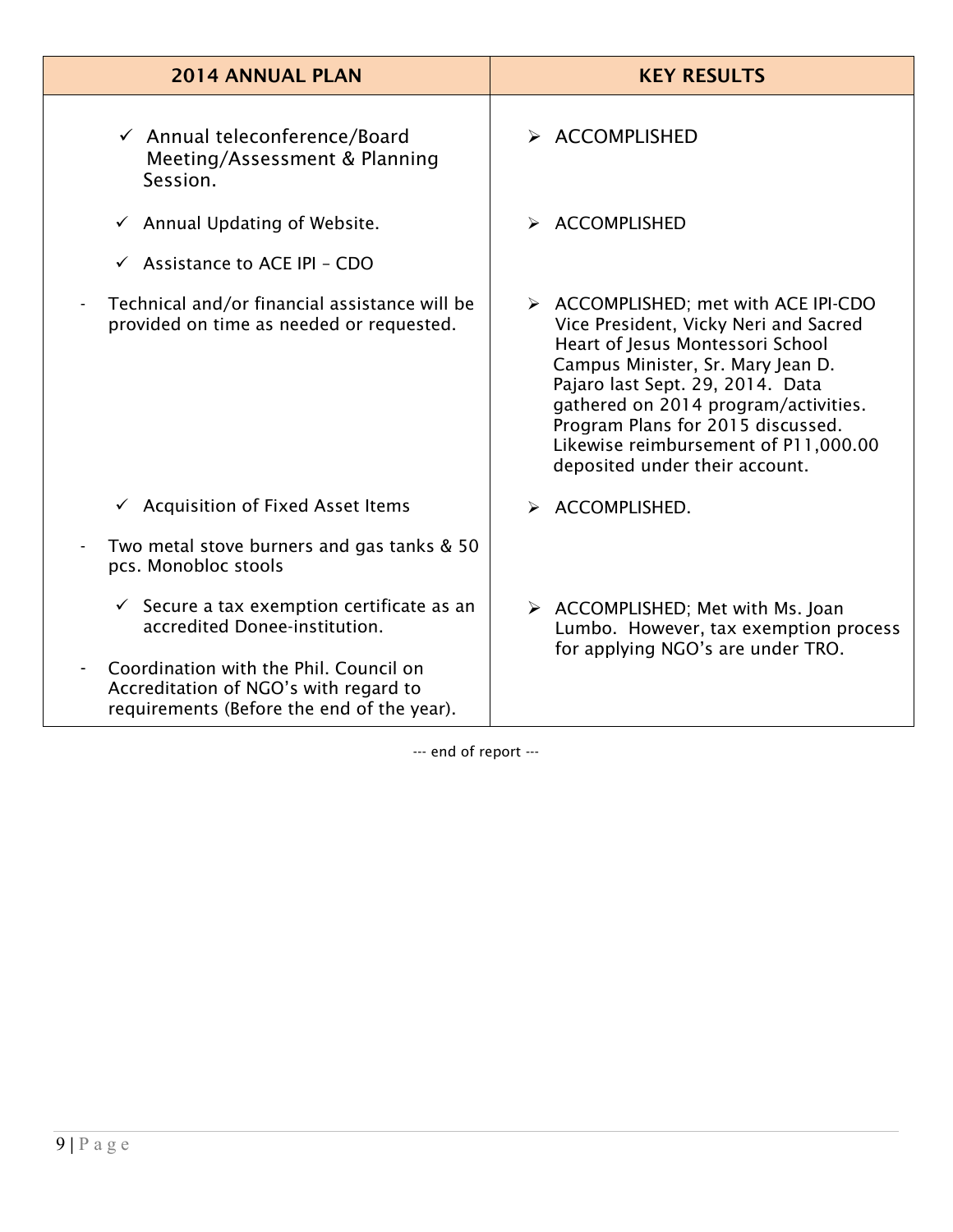| 2014 ANNUAL PLAN | KEY RESULTS |
|---|---|
| ✓ Annual teleconference/Board Meeting/Assessment & Planning Session. | ➢ ACCOMPLISHED |
| ✓ Annual Updating of Website. | ➢ ACCOMPLISHED |
| ✓ Assistance to ACE IPI – CDO<br>- Technical and/or financial assistance will be provided on time as needed or requested. | ➢ ACCOMPLISHED; met with ACE IPI-CDO Vice President, Vicky Neri and Sacred Heart of Jesus Montessori School Campus Minister, Sr. Mary Jean D. Pajaro last Sept. 29, 2014. Data gathered on 2014 program/activities. Program Plans for 2015 discussed. Likewise reimbursement of P11,000.00 deposited under their account. |
| ✓ Acquisition of Fixed Asset Items<br>- Two metal stove burners and gas tanks & 50 pcs. Monobloc stools | ➢ ACCOMPLISHED. |
| ✓ Secure a tax exemption certificate as an accredited Donee-institution.<br>- Coordination with the Phil. Council on Accreditation of NGO's with regard to requirements (Before the end of the year). | ➢ ACCOMPLISHED; Met with Ms. Joan Lumbo. However, tax exemption process for applying NGO's are under TRO. |

--- end of report ---